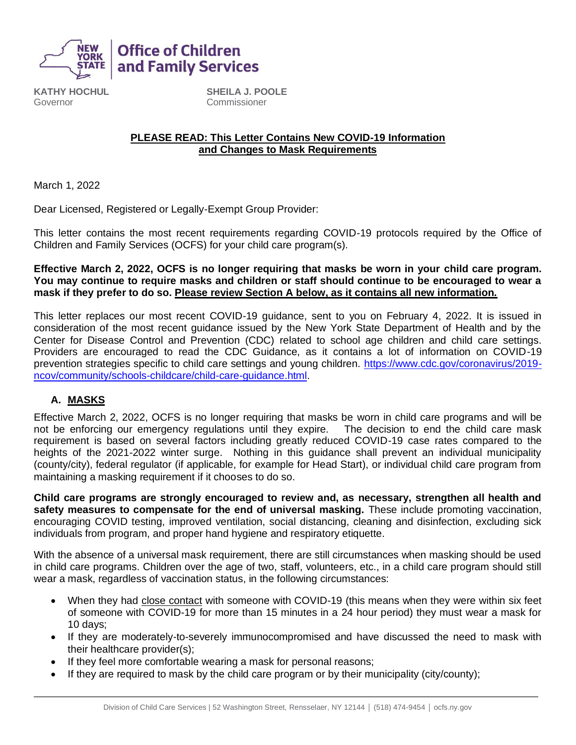New York State Office of Children and Family Services

**KATHY HOCHUL**
Governor

**SHEILA J. POOLE**
Commissioner

**PLEASE READ: This Letter Contains New COVID-19 Information and Changes to Mask Requirements**

March 1, 2022

Dear Licensed, Registered or Legally-Exempt Group Provider:

This letter contains the most recent requirements regarding COVID-19 protocols required by the Office of Children and Family Services (OCFS) for your child care program(s).

**Effective March 2, 2022, OCFS is no longer requiring that masks be worn in your child care program. You may continue to require masks and children or staff should continue to be encouraged to wear a mask if they prefer to do so. Please review Section A below, as it contains all new information.**

This letter replaces our most recent COVID-19 guidance, sent to you on February 4, 2022. It is issued in consideration of the most recent guidance issued by the New York State Department of Health and by the Center for Disease Control and Prevention (CDC) related to school age children and child care settings. Providers are encouraged to read the CDC Guidance, as it contains a lot of information on COVID-19 prevention strategies specific to child care settings and young children. https://www.cdc.gov/coronavirus/2019-ncov/community/schools-childcare/child-care-guidance.html.

## A. MASKS

Effective March 2, 2022, OCFS is no longer requiring that masks be worn in child care programs and will be not be enforcing our emergency regulations until they expire. The decision to end the child care mask requirement is based on several factors including greatly reduced COVID-19 case rates compared to the heights of the 2021-2022 winter surge. Nothing in this guidance shall prevent an individual municipality (county/city), federal regulator (if applicable, for example for Head Start), or individual child care program from maintaining a masking requirement if it chooses to do so.

**Child care programs are strongly encouraged to review and, as necessary, strengthen all health and safety measures to compensate for the end of universal masking.** These include promoting vaccination, encouraging COVID testing, improved ventilation, social distancing, cleaning and disinfection, excluding sick individuals from program, and proper hand hygiene and respiratory etiquette.

With the absence of a universal mask requirement, there are still circumstances when masking should be used in child care programs. Children over the age of two, staff, volunteers, etc., in a child care program should still wear a mask, regardless of vaccination status, in the following circumstances:

- When they had close contact with someone with COVID-19 (this means when they were within six feet of someone with COVID-19 for more than 15 minutes in a 24 hour period) they must wear a mask for 10 days;
- If they are moderately-to-severely immunocompromised and have discussed the need to mask with their healthcare provider(s);
- If they feel more comfortable wearing a mask for personal reasons;
- If they are required to mask by the child care program or by their municipality (city/county);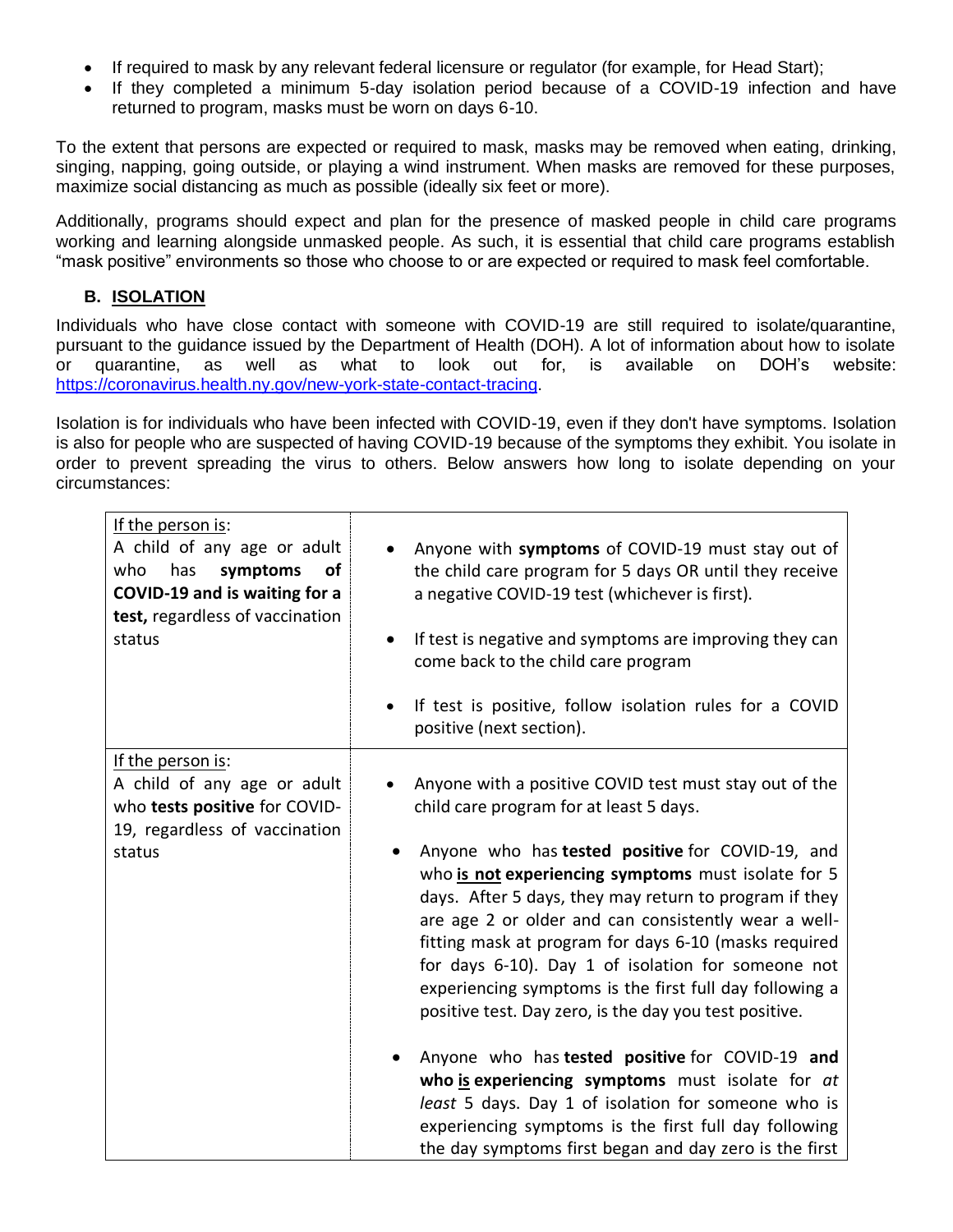- If required to mask by any relevant federal licensure or regulator (for example, for Head Start);
- If they completed a minimum 5-day isolation period because of a COVID-19 infection and have returned to program, masks must be worn on days 6-10.

To the extent that persons are expected or required to mask, masks may be removed when eating, drinking, singing, napping, going outside, or playing a wind instrument. When masks are removed for these purposes, maximize social distancing as much as possible (ideally six feet or more).

Additionally, programs should expect and plan for the presence of masked people in child care programs working and learning alongside unmasked people. As such, it is essential that child care programs establish "mask positive" environments so those who choose to or are expected or required to mask feel comfortable.

### B. ISOLATION

Individuals who have close contact with someone with COVID-19 are still required to isolate/quarantine, pursuant to the guidance issued by the Department of Health (DOH). A lot of information about how to isolate or quarantine, as well as what to look out for, is available on DOH's website: https://coronavirus.health.ny.gov/new-york-state-contact-tracing.

Isolation is for individuals who have been infected with COVID-19, even if they don't have symptoms. Isolation is also for people who are suspected of having COVID-19 because of the symptoms they exhibit. You isolate in order to prevent spreading the virus to others. Below answers how long to isolate depending on your circumstances:

| | |
|---|---|
| If the person is:<br>A child of any age or adult who has **symptoms of COVID-19 and is waiting for a test,** regardless of vaccination status | • Anyone with **symptoms** of COVID-19 must stay out of the child care program for 5 days OR until they receive a negative COVID-19 test (whichever is first).<br>• If test is negative and symptoms are improving they can come back to the child care program<br>• If test is positive, follow isolation rules for a COVID positive (next section). |
| If the person is:<br>A child of any age or adult who **tests positive** for COVID-19, regardless of vaccination status | • Anyone with a positive COVID test must stay out of the child care program for at least 5 days.<br>• Anyone who has **tested positive** for COVID-19, and who **is not experiencing symptoms** must isolate for 5 days. After 5 days, they may return to program if they are age 2 or older and can consistently wear a well-fitting mask at program for days 6-10 (masks required for days 6-10). Day 1 of isolation for someone not experiencing symptoms is the first full day following a positive test. Day zero, is the day you test positive.<br>• Anyone who has **tested positive** for COVID-19 **and who is experiencing symptoms** must isolate for *at least* 5 days. Day 1 of isolation for someone who is experiencing symptoms is the first full day following the day symptoms first began and day zero is the first |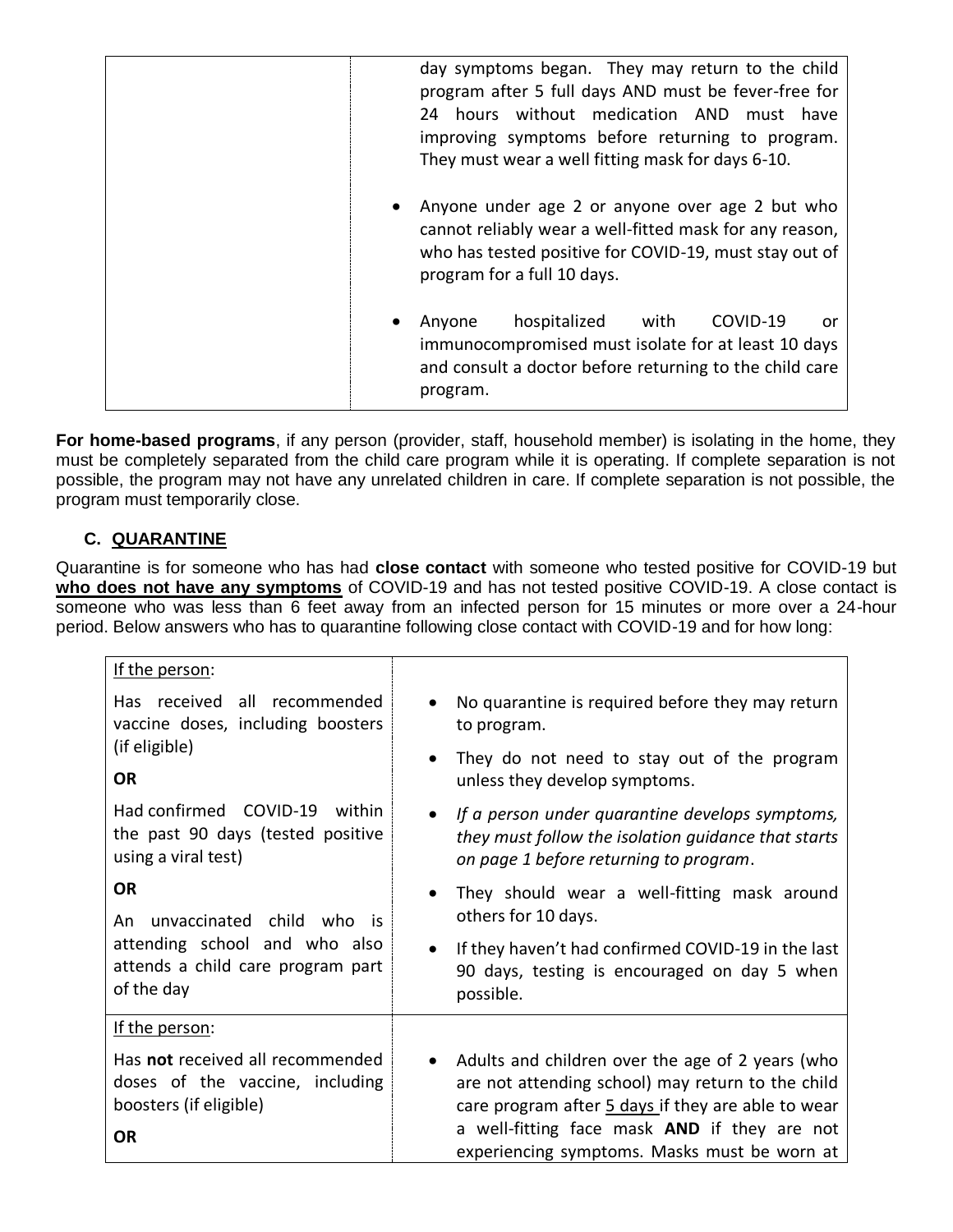| | |
|---|---|
| | day symptoms began. They may return to the child program after 5 full days AND must be fever-free for 24 hours without medication AND must have improving symptoms before returning to program. They must wear a well fitting mask for days 6-10.<br><br>• Anyone under age 2 or anyone over age 2 but who cannot reliably wear a well-fitted mask for any reason, who has tested positive for COVID-19, must stay out of program for a full 10 days.<br><br>• Anyone hospitalized with COVID-19 or immunocompromised must isolate for at least 10 days and consult a doctor before returning to the child care program. |

**For home-based programs**, if any person (provider, staff, household member) is isolating in the home, they must be completely separated from the child care program while it is operating. If complete separation is not possible, the program may not have any unrelated children in care. If complete separation is not possible, the program must temporarily close.

### C. QUARANTINE

Quarantine is for someone who has had **close contact** with someone who tested positive for COVID-19 but **who does not have any symptoms** of COVID-19 and has not tested positive COVID-19. A close contact is someone who was less than 6 feet away from an infected person for 15 minutes or more over a 24-hour period. Below answers who has to quarantine following close contact with COVID-19 and for how long:

| | |
|---|---|
| If the person:<br><br>Has received all recommended vaccine doses, including boosters (if eligible)<br><br>**OR**<br><br>Had confirmed COVID-19 within the past 90 days (tested positive using a viral test)<br><br>**OR**<br><br>An unvaccinated child who is attending school and who also attends a child care program part of the day | • No quarantine is required before they may return to program.<br><br>• They do not need to stay out of the program unless they develop symptoms.<br><br>• *If a person under quarantine develops symptoms, they must follow the isolation guidance that starts on page 1 before returning to program.*<br><br>• They should wear a well-fitting mask around others for 10 days.<br><br>• If they haven't had confirmed COVID-19 in the last 90 days, testing is encouraged on day 5 when possible. |
| If the person:<br><br>Has **not** received all recommended doses of the vaccine, including boosters (if eligible)<br><br>**OR** | • Adults and children over the age of 2 years (who are not attending school) may return to the child care program after 5 days if they are able to wear a well-fitting face mask **AND** if they are not experiencing symptoms. Masks must be worn at |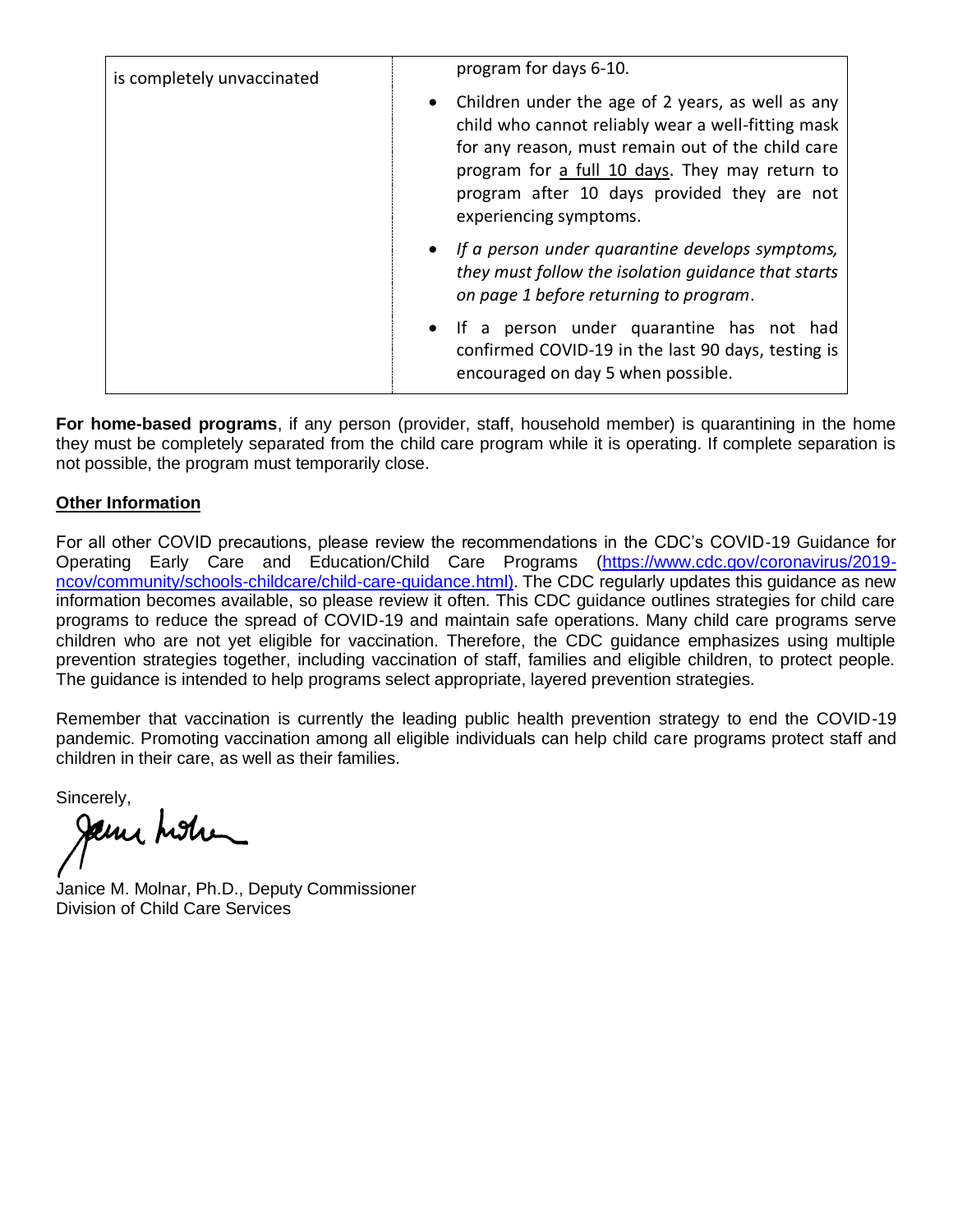| | |
|---|---|
| is completely unvaccinated | program for days 6-10.<br>• Children under the age of 2 years, as well as any child who cannot reliably wear a well-fitting mask for any reason, must remain out of the child care program for a full 10 days. They may return to program after 10 days provided they are not experiencing symptoms.<br>• *If a person under quarantine develops symptoms, they must follow the isolation guidance that starts on page 1 before returning to program*.<br>• If a person under quarantine has not had confirmed COVID-19 in the last 90 days, testing is encouraged on day 5 when possible. |

**For home-based programs**, if any person (provider, staff, household member) is quarantining in the home they must be completely separated from the child care program while it is operating. If complete separation is not possible, the program must temporarily close.

**Other Information**

For all other COVID precautions, please review the recommendations in the CDC's COVID-19 Guidance for Operating Early Care and Education/Child Care Programs (https://www.cdc.gov/coronavirus/2019-ncov/community/schools-childcare/child-care-guidance.html). The CDC regularly updates this guidance as new information becomes available, so please review it often. This CDC guidance outlines strategies for child care programs to reduce the spread of COVID-19 and maintain safe operations. Many child care programs serve children who are not yet eligible for vaccination. Therefore, the CDC guidance emphasizes using multiple prevention strategies together, including vaccination of staff, families and eligible children, to protect people. The guidance is intended to help programs select appropriate, layered prevention strategies.

Remember that vaccination is currently the leading public health prevention strategy to end the COVID-19 pandemic. Promoting vaccination among all eligible individuals can help child care programs protect staff and children in their care, as well as their families.

Sincerely,

Janice M. Molnar, Ph.D., Deputy Commissioner
Division of Child Care Services